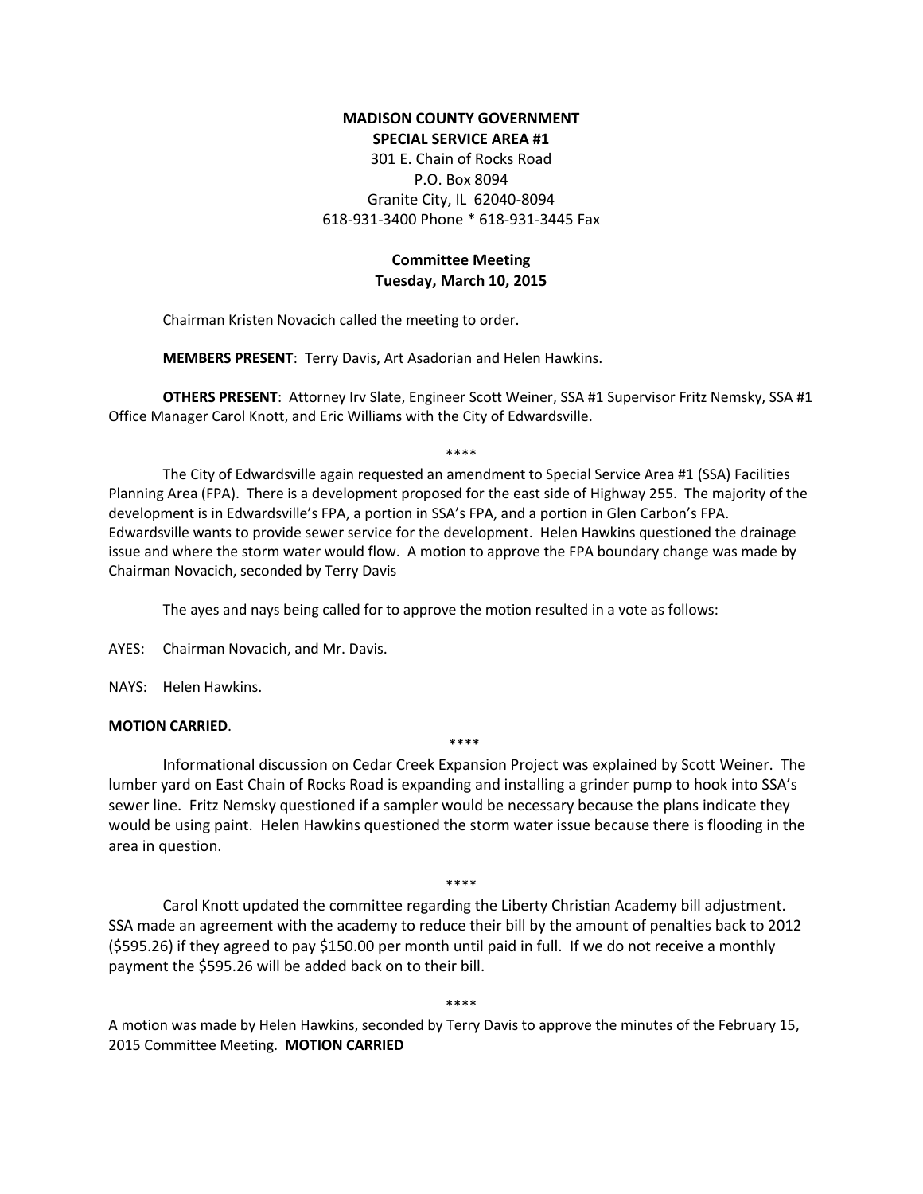**MADISON COUNTY GOVERNMENT**
**SPECIAL SERVICE AREA #1**
301 E. Chain of Rocks Road
P.O. Box 8094
Granite City, IL 62040-8094
618-931-3400 Phone * 618-931-3445 Fax

**Committee Meeting**
**Tuesday, March 10, 2015**

Chairman Kristen Novacich called the meeting to order.

**MEMBERS PRESENT**: Terry Davis, Art Asadorian and Helen Hawkins.

**OTHERS PRESENT**: Attorney Irv Slate, Engineer Scott Weiner, SSA #1 Supervisor Fritz Nemsky, SSA #1 Office Manager Carol Knott, and Eric Williams with the City of Edwardsville.

****

The City of Edwardsville again requested an amendment to Special Service Area #1 (SSA) Facilities Planning Area (FPA). There is a development proposed for the east side of Highway 255. The majority of the development is in Edwardsville's FPA, a portion in SSA's FPA, and a portion in Glen Carbon's FPA. Edwardsville wants to provide sewer service for the development. Helen Hawkins questioned the drainage issue and where the storm water would flow. A motion to approve the FPA boundary change was made by Chairman Novacich, seconded by Terry Davis

The ayes and nays being called for to approve the motion resulted in a vote as follows:

AYES: Chairman Novacich, and Mr. Davis.

NAYS: Helen Hawkins.

**MOTION CARRIED**.

****

Informational discussion on Cedar Creek Expansion Project was explained by Scott Weiner. The lumber yard on East Chain of Rocks Road is expanding and installing a grinder pump to hook into SSA's sewer line. Fritz Nemsky questioned if a sampler would be necessary because the plans indicate they would be using paint. Helen Hawkins questioned the storm water issue because there is flooding in the area in question.

****

Carol Knott updated the committee regarding the Liberty Christian Academy bill adjustment. SSA made an agreement with the academy to reduce their bill by the amount of penalties back to 2012 ($595.26) if they agreed to pay $150.00 per month until paid in full. If we do not receive a monthly payment the $595.26 will be added back on to their bill.

****

A motion was made by Helen Hawkins, seconded by Terry Davis to approve the minutes of the February 15, 2015 Committee Meeting. **MOTION CARRIED**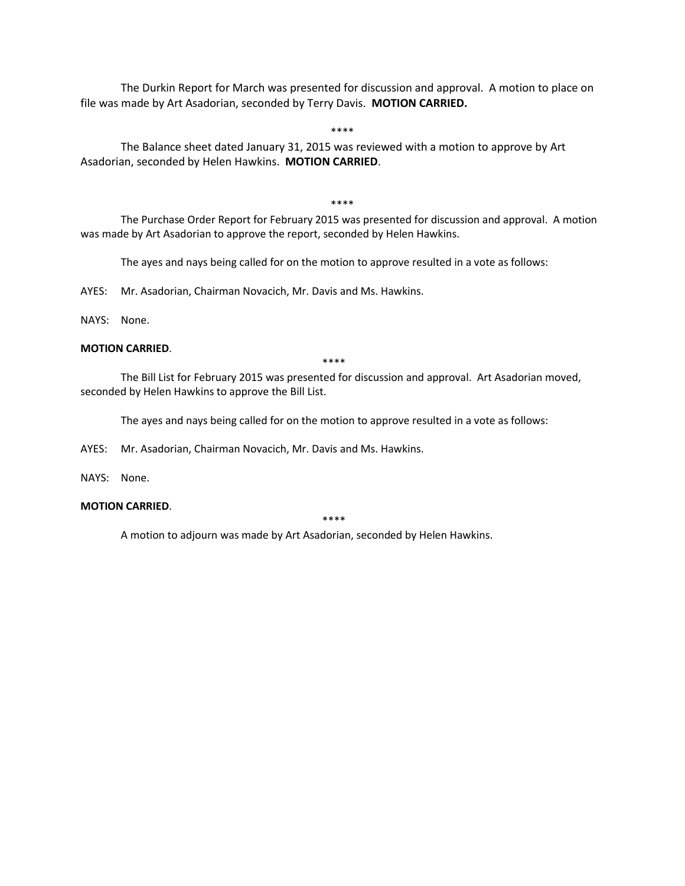The Durkin Report for March was presented for discussion and approval. A motion to place on file was made by Art Asadorian, seconded by Terry Davis. **MOTION CARRIED.**

****

The Balance sheet dated January 31, 2015 was reviewed with a motion to approve by Art Asadorian, seconded by Helen Hawkins. **MOTION CARRIED**.

****

The Purchase Order Report for February 2015 was presented for discussion and approval. A motion was made by Art Asadorian to approve the report, seconded by Helen Hawkins.

The ayes and nays being called for on the motion to approve resulted in a vote as follows:

AYES: Mr. Asadorian, Chairman Novacich, Mr. Davis and Ms. Hawkins.

NAYS: None.

**MOTION CARRIED**.

****

The Bill List for February 2015 was presented for discussion and approval. Art Asadorian moved, seconded by Helen Hawkins to approve the Bill List.

The ayes and nays being called for on the motion to approve resulted in a vote as follows:

AYES: Mr. Asadorian, Chairman Novacich, Mr. Davis and Ms. Hawkins.

NAYS: None.

**MOTION CARRIED**.

****

A motion to adjourn was made by Art Asadorian, seconded by Helen Hawkins.